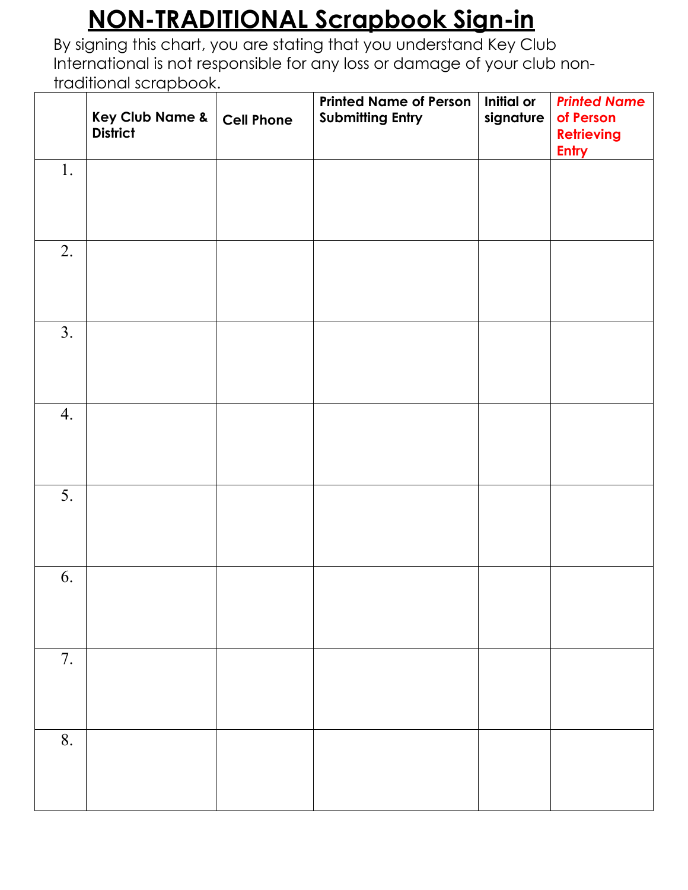# NON-TRADITIONAL Scrapbook Sign-in

By signing this chart, you are stating that you understand Key Club International is not responsible for any loss or damage of your club non-traditional scrapbook.

| | **Key Club Name & District** | **Cell Phone** | **Printed Name of Person Submitting Entry** | **Initial or signature** | ***Printed Name* of Person Retrieving Entry** |
|---|---|---|---|---|---|
| 1. | | | | | |
| 2. | | | | | |
| 3. | | | | | |
| 4. | | | | | |
| 5. | | | | | |
| 6. | | | | | |
| 7. | | | | | |
| 8. | | | | | |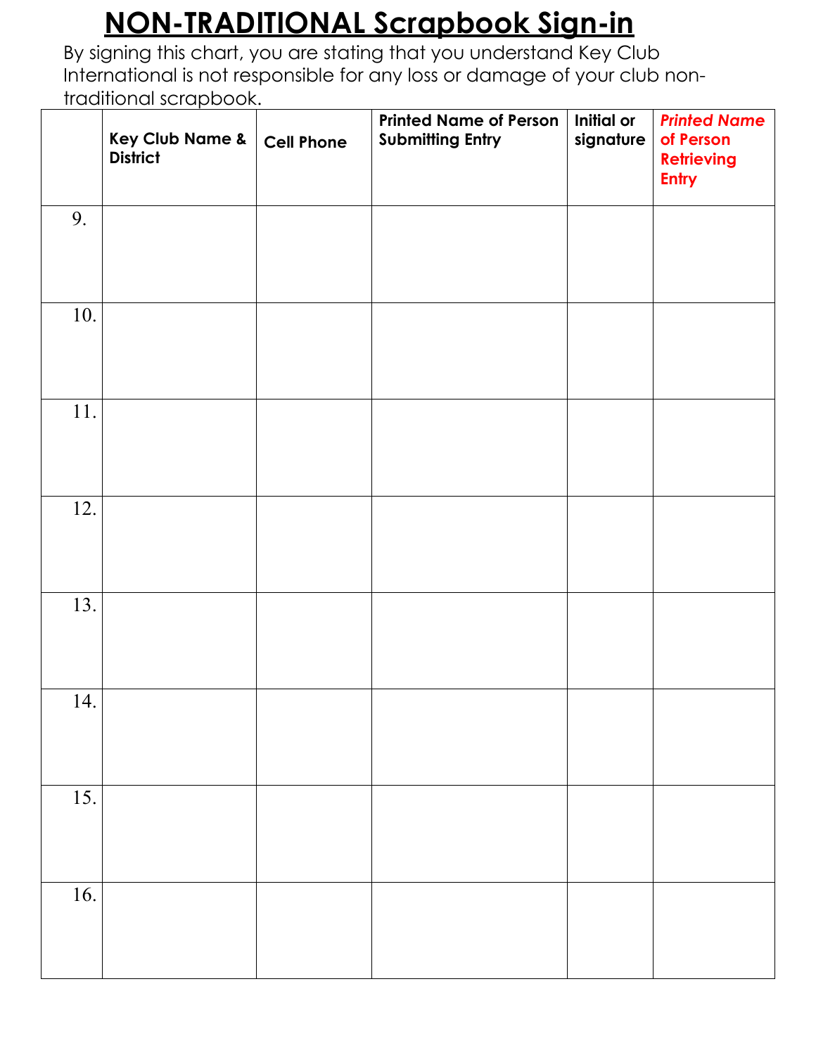# NON-TRADITIONAL Scrapbook Sign-in

By signing this chart, you are stating that you understand Key Club International is not responsible for any loss or damage of your club non-traditional scrapbook.

| | Key Club Name & District | Cell Phone | Printed Name of Person Submitting Entry | Initial or signature | *Printed Name* of Person Retrieving Entry |
|---|---|---|---|---|---|
| 9. | | | | | |
| 10. | | | | | |
| 11. | | | | | |
| 12. | | | | | |
| 13. | | | | | |
| 14. | | | | | |
| 15. | | | | | |
| 16. | | | | | |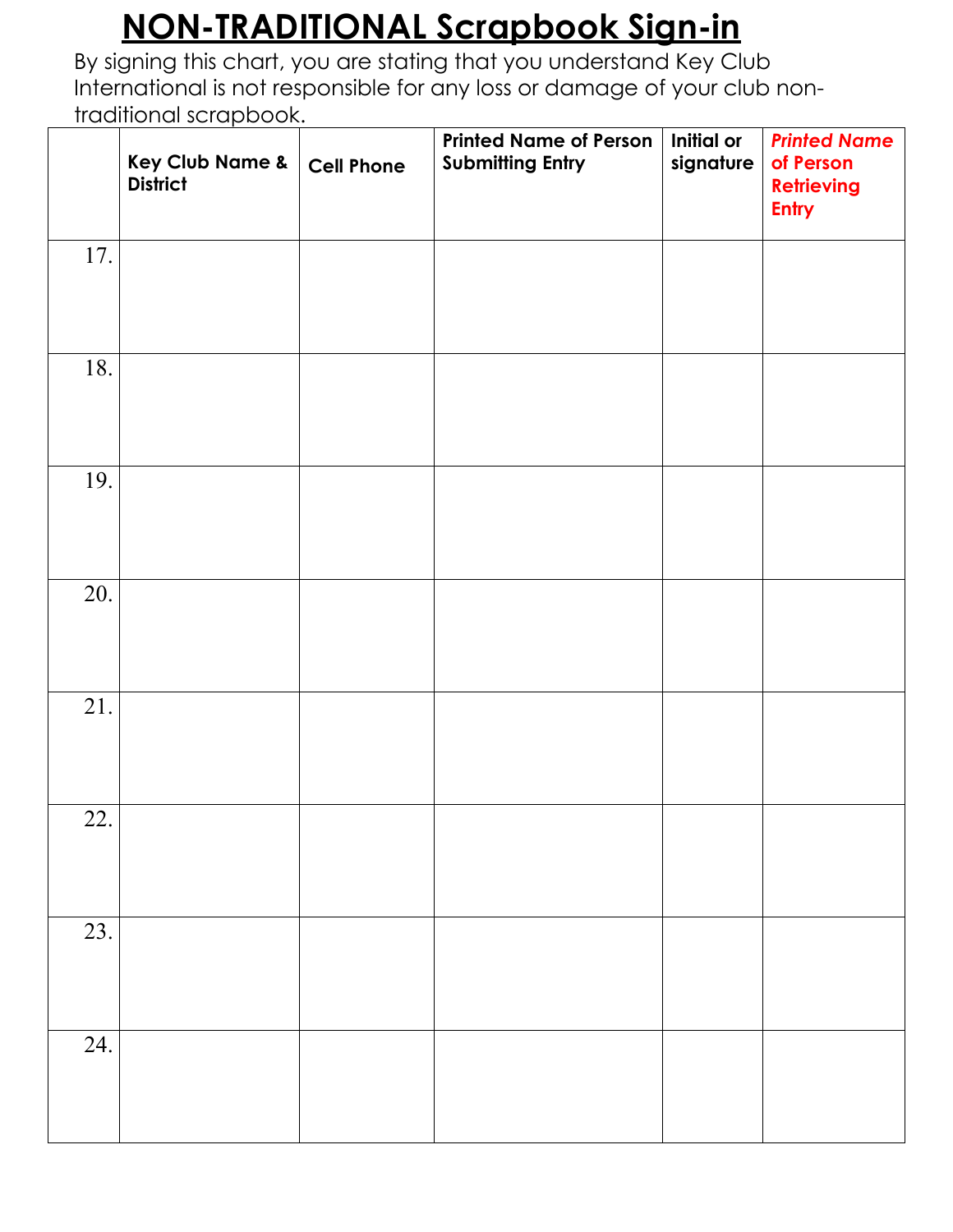# NON-TRADITIONAL Scrapbook Sign-in

By signing this chart, you are stating that you understand Key Club International is not responsible for any loss or damage of your club non-traditional scrapbook.

| | Key Club Name & District | Cell Phone | Printed Name of Person Submitting Entry | Initial or signature | *Printed Name* of Person Retrieving Entry |
|---|---|---|---|---|---|
| 17. | | | | | |
| 18. | | | | | |
| 19. | | | | | |
| 20. | | | | | |
| 21. | | | | | |
| 22. | | | | | |
| 23. | | | | | |
| 24. | | | | | |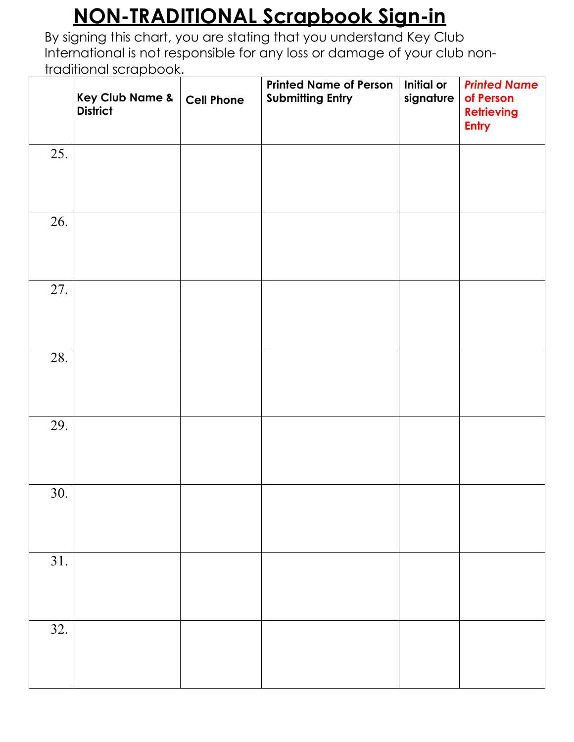# <u>**NON-TRADITIONAL Scrapbook Sign-in**</u>

By signing this chart, you are stating that you understand Key Club International is not responsible for any loss or damage of your club non-traditional scrapbook.

| | **Key Club Name & District** | **Cell Phone** | **Printed Name of Person Submitting Entry** | **Initial or signature** | ***Printed Name* of Person Retrieving Entry** |
|---|---|---|---|---|---|
| 25. | | | | | |
| 26. | | | | | |
| 27. | | | | | |
| 28. | | | | | |
| 29. | | | | | |
| 30. | | | | | |
| 31. | | | | | |
| 32. | | | | | |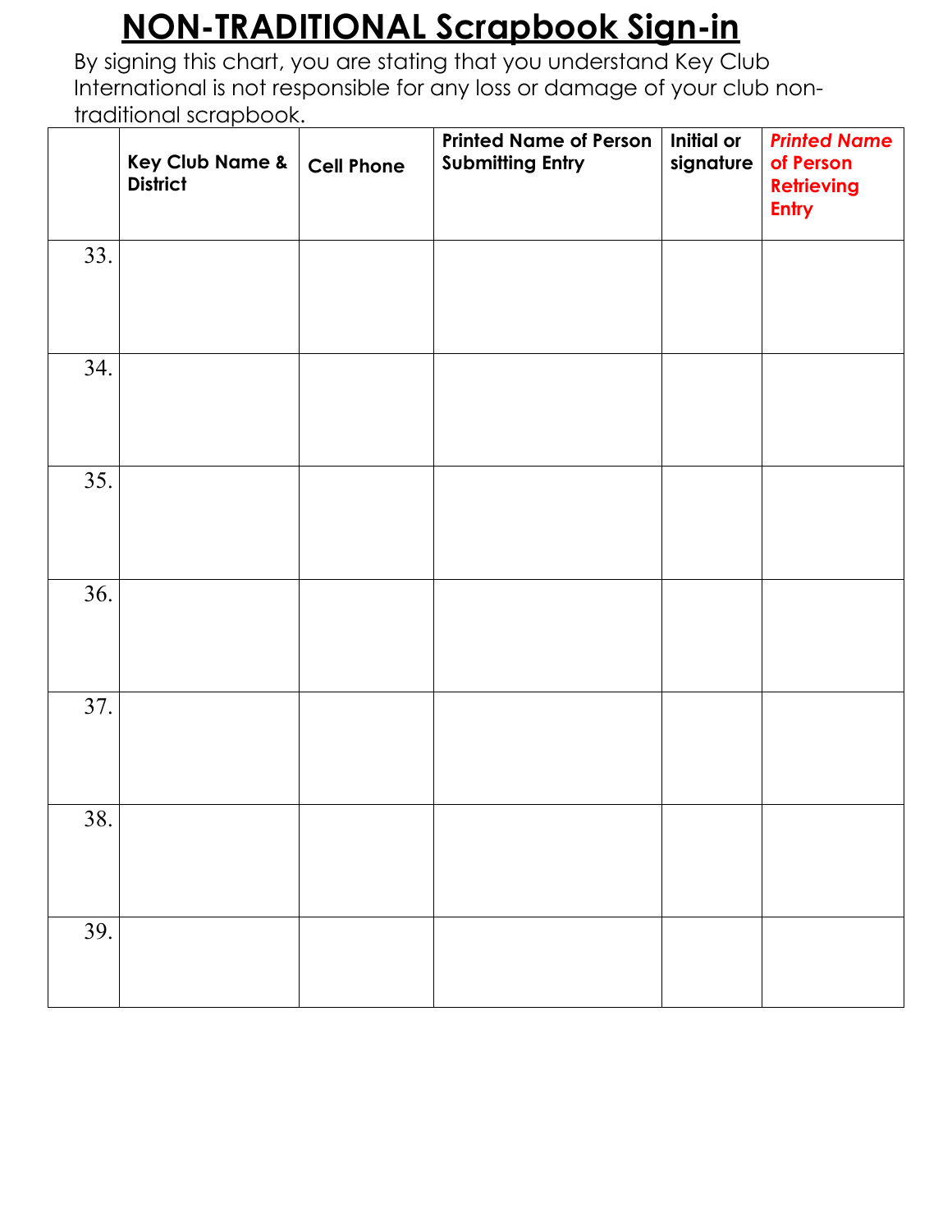# NON-TRADITIONAL Scrapbook Sign-in

By signing this chart, you are stating that you understand Key Club International is not responsible for any loss or damage of your club non-traditional scrapbook.

| | Key Club Name & District | Cell Phone | Printed Name of Person Submitting Entry | Initial or signature | *Printed Name* of Person Retrieving Entry |
|---|---|---|---|---|---|
| 33. | | | | | |
| 34. | | | | | |
| 35. | | | | | |
| 36. | | | | | |
| 37. | | | | | |
| 38. | | | | | |
| 39. | | | | | |